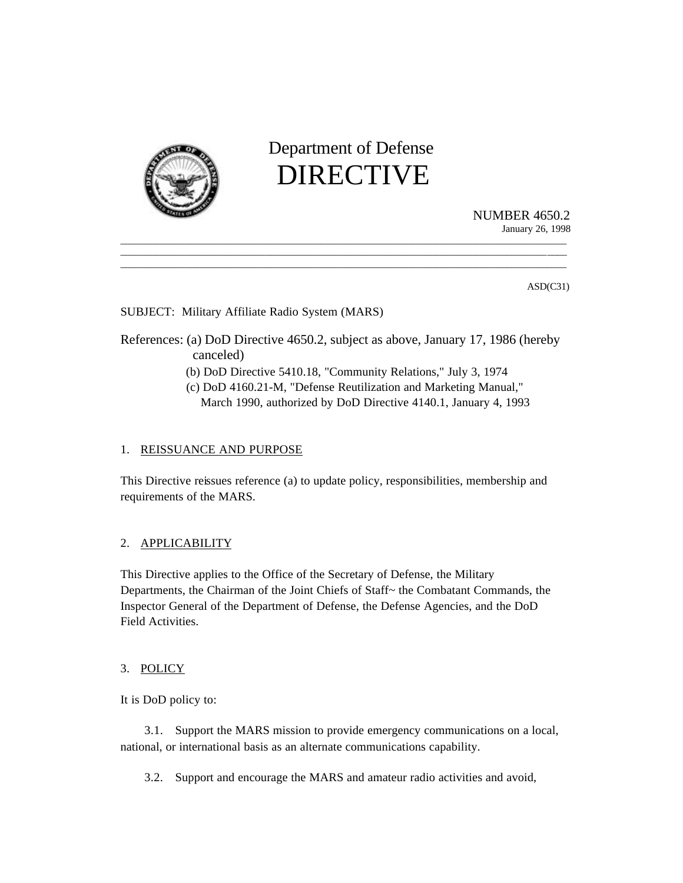# Department of Defense DIRECTIVE

NUMBER 4650.2
January 26, 1998

ASD(C31)

SUBJECT: Military Affiliate Radio System (MARS)

References: (a) DoD Directive 4650.2, subject as above, January 17, 1986 (hereby canceled)
(b) DoD Directive 5410.18, "Community Relations," July 3, 1974
(c) DoD 4160.21-M, "Defense Reutilization and Marketing Manual," March 1990, authorized by DoD Directive 4140.1, January 4, 1993

## 1. REISSUANCE AND PURPOSE

This Directive reissues reference (a) to update policy, responsibilities, membership and requirements of the MARS.

## 2. APPLICABILITY

This Directive applies to the Office of the Secretary of Defense, the Military Departments, the Chairman of the Joint Chiefs of Staff~ the Combatant Commands, the Inspector General of the Department of Defense, the Defense Agencies, and the DoD Field Activities.

## 3. POLICY

It is DoD policy to:

3.1. Support the MARS mission to provide emergency communications on a local, national, or international basis as an alternate communications capability.

3.2. Support and encourage the MARS and amateur radio activities and avoid,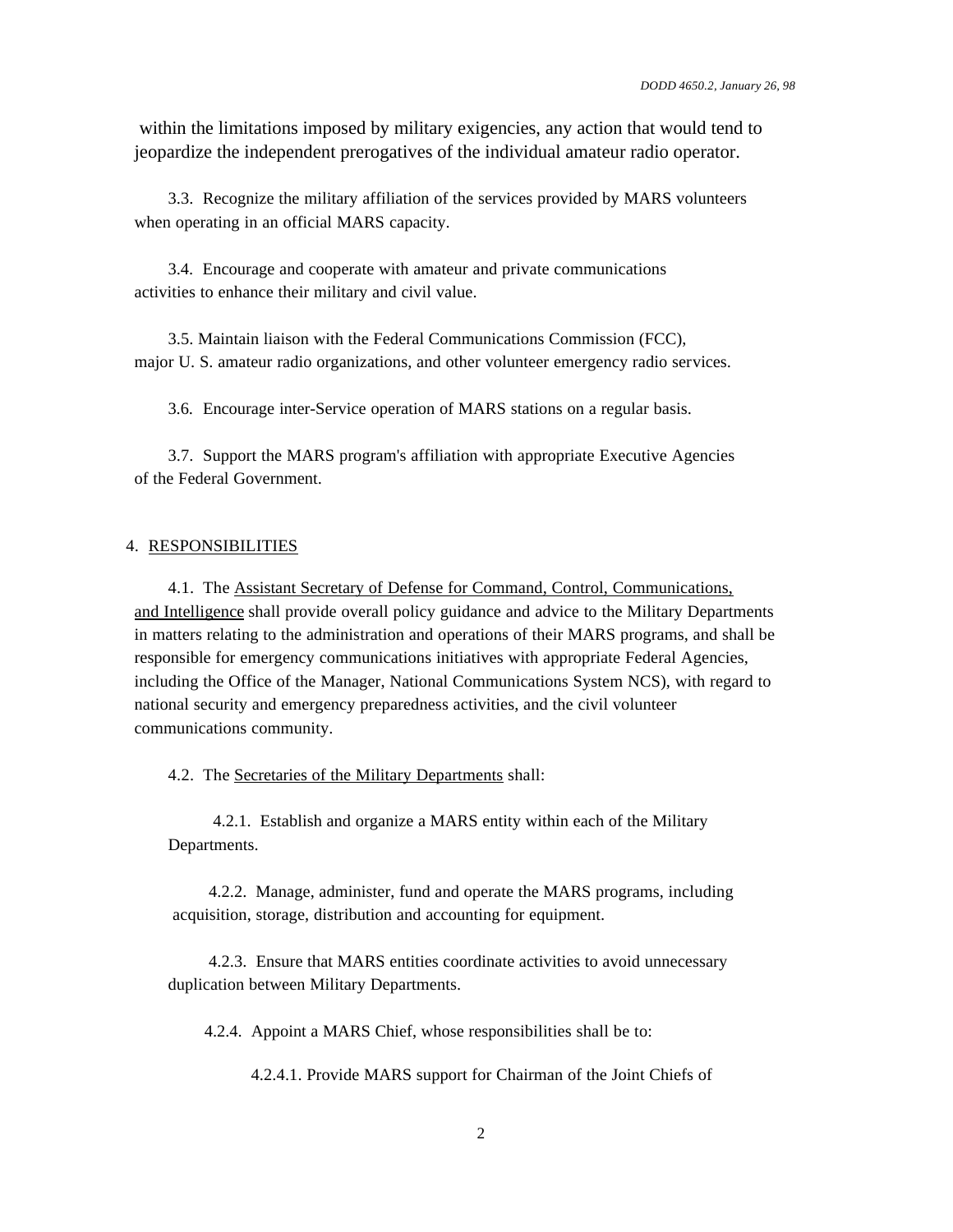within the limitations imposed by military exigencies, any action that would tend to jeopardize the independent prerogatives of the individual amateur radio operator.

3.3. Recognize the military affiliation of the services provided by MARS volunteers when operating in an official MARS capacity.

3.4. Encourage and cooperate with amateur and private communications activities to enhance their military and civil value.

3.5. Maintain liaison with the Federal Communications Commission (FCC), major U. S. amateur radio organizations, and other volunteer emergency radio services.

3.6. Encourage inter-Service operation of MARS stations on a regular basis.

3.7. Support the MARS program's affiliation with appropriate Executive Agencies of the Federal Government.

## 4. RESPONSIBILITIES

4.1. The Assistant Secretary of Defense for Command, Control, Communications, and Intelligence shall provide overall policy guidance and advice to the Military Departments in matters relating to the administration and operations of their MARS programs, and shall be responsible for emergency communications initiatives with appropriate Federal Agencies, including the Office of the Manager, National Communications System NCS), with regard to national security and emergency preparedness activities, and the civil volunteer communications community.

4.2. The Secretaries of the Military Departments shall:

4.2.1. Establish and organize a MARS entity within each of the Military Departments.

4.2.2. Manage, administer, fund and operate the MARS programs, including acquisition, storage, distribution and accounting for equipment.

4.2.3. Ensure that MARS entities coordinate activities to avoid unnecessary duplication between Military Departments.

4.2.4. Appoint a MARS Chief, whose responsibilities shall be to:

4.2.4.1. Provide MARS support for Chairman of the Joint Chiefs of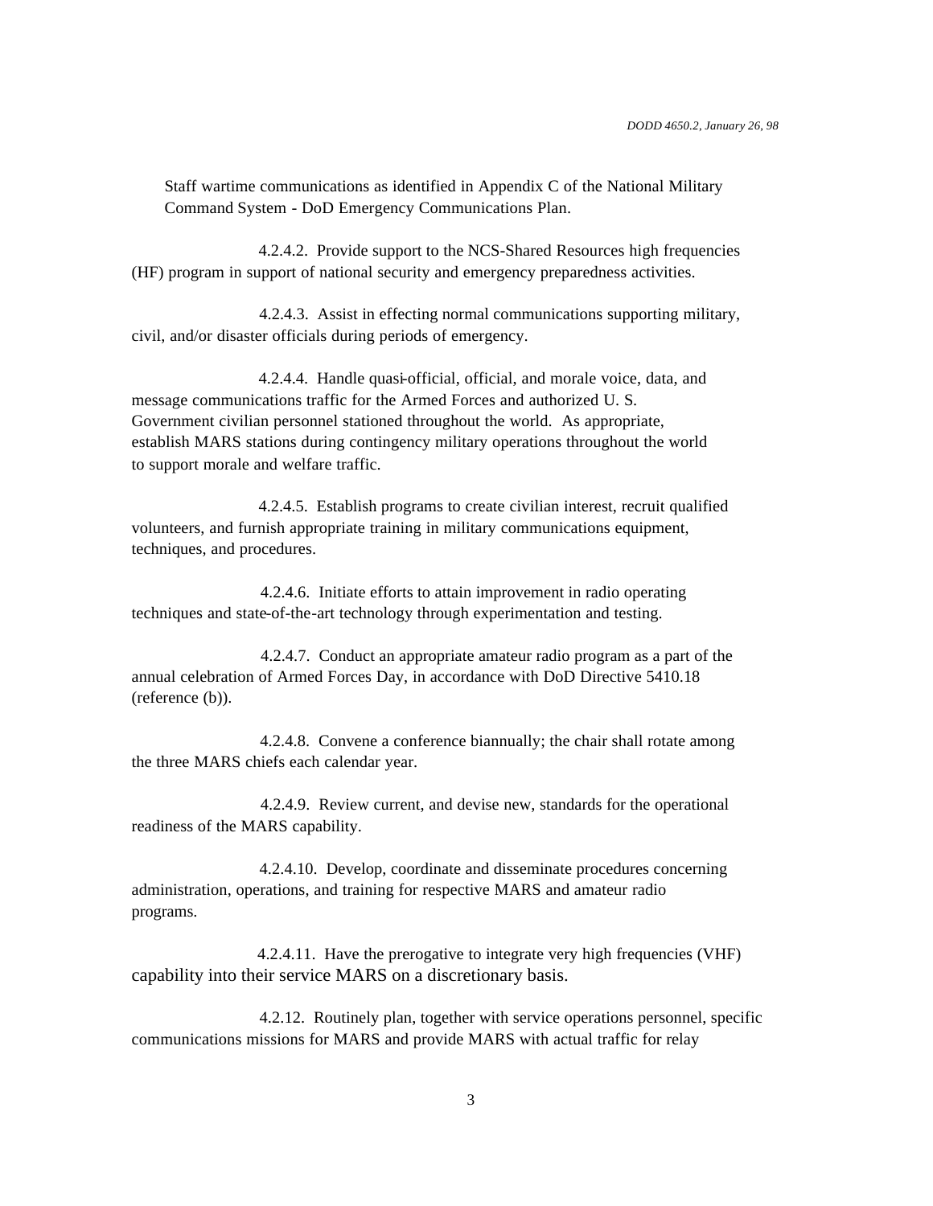Staff wartime communications as identified in Appendix C of the National Military Command System - DoD Emergency Communications Plan.

4.2.4.2. Provide support to the NCS-Shared Resources high frequencies (HF) program in support of national security and emergency preparedness activities.

4.2.4.3. Assist in effecting normal communications supporting military, civil, and/or disaster officials during periods of emergency.

4.2.4.4. Handle quasi-official, official, and morale voice, data, and message communications traffic for the Armed Forces and authorized U. S. Government civilian personnel stationed throughout the world. As appropriate, establish MARS stations during contingency military operations throughout the world to support morale and welfare traffic.

4.2.4.5. Establish programs to create civilian interest, recruit qualified volunteers, and furnish appropriate training in military communications equipment, techniques, and procedures.

4.2.4.6. Initiate efforts to attain improvement in radio operating techniques and state-of-the-art technology through experimentation and testing.

4.2.4.7. Conduct an appropriate amateur radio program as a part of the annual celebration of Armed Forces Day, in accordance with DoD Directive 5410.18 (reference (b)).

4.2.4.8. Convene a conference biannually; the chair shall rotate among the three MARS chiefs each calendar year.

4.2.4.9. Review current, and devise new, standards for the operational readiness of the MARS capability.

4.2.4.10. Develop, coordinate and disseminate procedures concerning administration, operations, and training for respective MARS and amateur radio programs.

4.2.4.11. Have the prerogative to integrate very high frequencies (VHF) capability into their service MARS on a discretionary basis.

4.2.12. Routinely plan, together with service operations personnel, specific communications missions for MARS and provide MARS with actual traffic for relay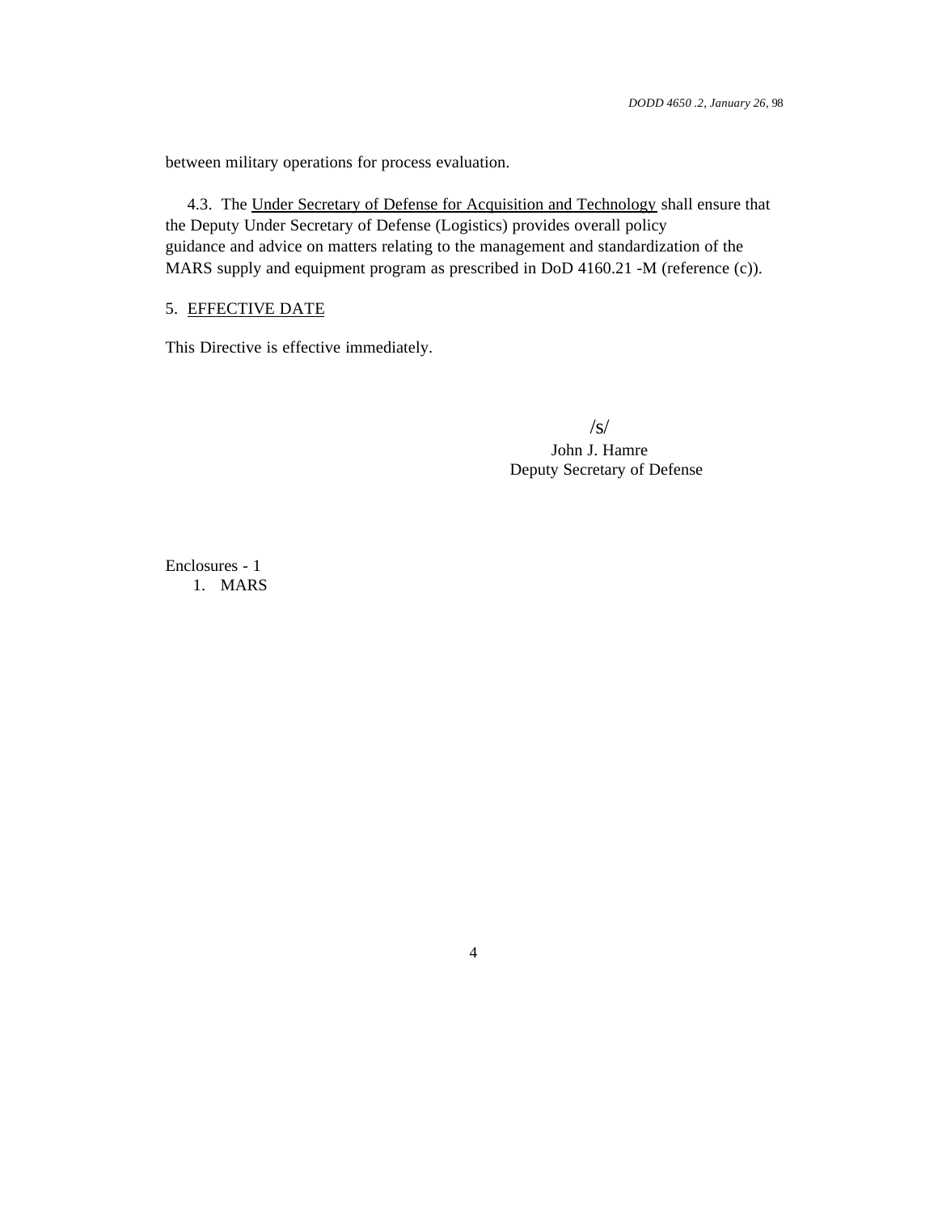between military operations for process evaluation.

4.3. The Under Secretary of Defense for Acquisition and Technology shall ensure that the Deputy Under Secretary of Defense (Logistics) provides overall policy guidance and advice on matters relating to the management and standardization of the MARS supply and equipment program as prescribed in DoD 4160.21 -M (reference (c)).

## 5. EFFECTIVE DATE

This Directive is effective immediately.

/s/
John J. Hamre
Deputy Secretary of Defense

Enclosures - 1
1. MARS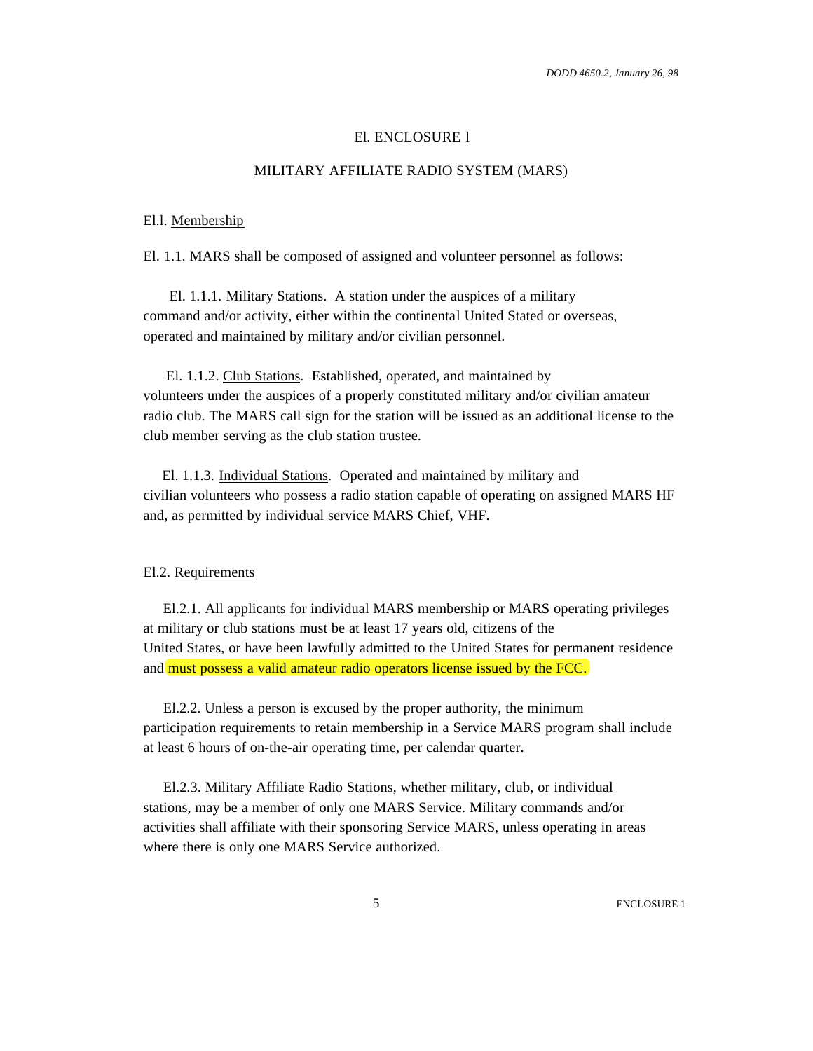## El. ENCLOSURE l

## MILITARY AFFILIATE RADIO SYSTEM (MARS)

### El.l. Membership

El. 1.1. MARS shall be composed of assigned and volunteer personnel as follows:

El. 1.1.1. Military Stations. A station under the auspices of a military command and/or activity, either within the continental United Stated or overseas, operated and maintained by military and/or civilian personnel.

El. 1.1.2. Club Stations. Established, operated, and maintained by volunteers under the auspices of a properly constituted military and/or civilian amateur radio club. The MARS call sign for the station will be issued as an additional license to the club member serving as the club station trustee.

El. 1.1.3. Individual Stations. Operated and maintained by military and civilian volunteers who possess a radio station capable of operating on assigned MARS HF and, as permitted by individual service MARS Chief, VHF.

### El.2. Requirements

El.2.1. All applicants for individual MARS membership or MARS operating privileges at military or club stations must be at least 17 years old, citizens of the United States, or have been lawfully admitted to the United States for permanent residence and must possess a valid amateur radio operators license issued by the FCC.

El.2.2. Unless a person is excused by the proper authority, the minimum participation requirements to retain membership in a Service MARS program shall include at least 6 hours of on-the-air operating time, per calendar quarter.

El.2.3. Military Affiliate Radio Stations, whether military, club, or individual stations, may be a member of only one MARS Service. Military commands and/or activities shall affiliate with their sponsoring Service MARS, unless operating in areas where there is only one MARS Service authorized.